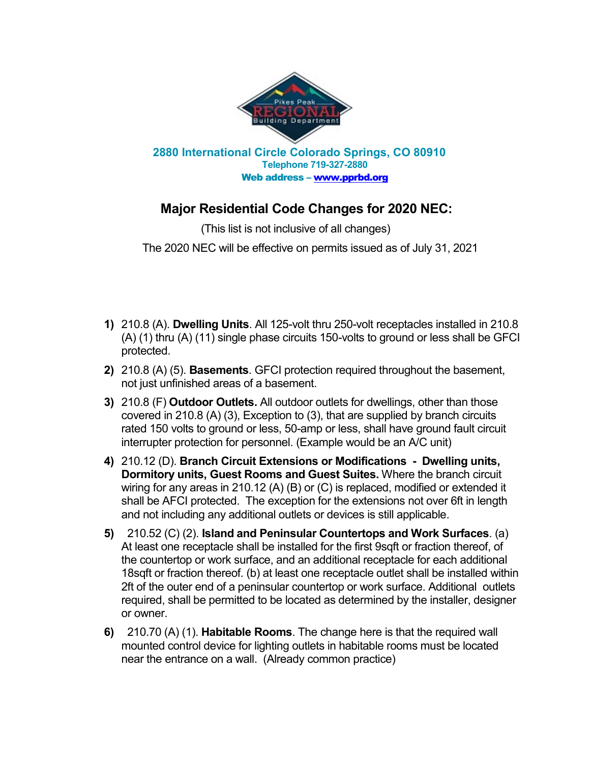Pikes Peak REGIONAL Building Department

2880 International Circle Colorado Springs, CO 80910
Telephone 719-327-2880
Web address – [www.pprbd.org](http://www.pprbd.org)

## Major Residential Code Changes for 2020 NEC:

(This list is not inclusive of all changes)

The 2020 NEC will be effective on permits issued as of July 31, 2021

1) 210.8 (A). **Dwelling Units**. All 125-volt thru 250-volt receptacles installed in 210.8 (A) (1) thru (A) (11) single phase circuits 150-volts to ground or less shall be GFCI protected.
2) 210.8 (A) (5). **Basements**. GFCI protection required throughout the basement, not just unfinished areas of a basement.
3) 210.8 (F) **Outdoor Outlets.** All outdoor outlets for dwellings, other than those covered in 210.8 (A) (3), Exception to (3), that are supplied by branch circuits rated 150 volts to ground or less, 50-amp or less, shall have ground fault circuit interrupter protection for personnel. (Example would be an A/C unit)
4) 210.12 (D). **Branch Circuit Extensions or Modifications - Dwelling units, Dormitory units, Guest Rooms and Guest Suites.** Where the branch circuit wiring for any areas in 210.12 (A) (B) or (C) is replaced, modified or extended it shall be AFCI protected. The exception for the extensions not over 6ft in length and not including any additional outlets or devices is still applicable.
5) 210.52 (C) (2). **Island and Peninsular Countertops and Work Surfaces**. (a) At least one receptacle shall be installed for the first 9sqft or fraction thereof, of the countertop or work surface, and an additional receptacle for each additional 18sqft or fraction thereof. (b) at least one receptacle outlet shall be installed within 2ft of the outer end of a peninsular countertop or work surface. Additional outlets required, shall be permitted to be located as determined by the installer, designer or owner.
6) 210.70 (A) (1). **Habitable Rooms**. The change here is that the required wall mounted control device for lighting outlets in habitable rooms must be located near the entrance on a wall. (Already common practice)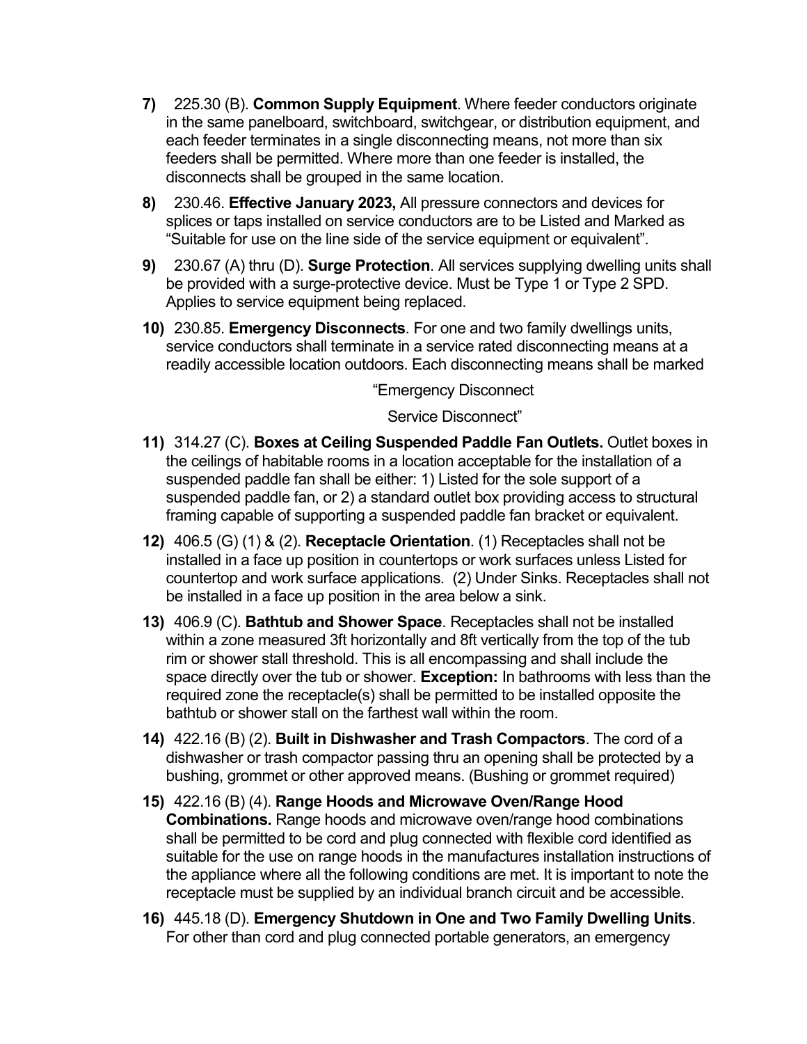**7)** 225.30 (B). **Common Supply Equipment**. Where feeder conductors originate in the same panelboard, switchboard, switchgear, or distribution equipment, and each feeder terminates in a single disconnecting means, not more than six feeders shall be permitted. Where more than one feeder is installed, the disconnects shall be grouped in the same location.

**8)** 230.46. **Effective January 2023,** All pressure connectors and devices for splices or taps installed on service conductors are to be Listed and Marked as "Suitable for use on the line side of the service equipment or equivalent".

**9)** 230.67 (A) thru (D). **Surge Protection**. All services supplying dwelling units shall be provided with a surge-protective device. Must be Type 1 or Type 2 SPD. Applies to service equipment being replaced.

**10)** 230.85. **Emergency Disconnects**. For one and two family dwellings units, service conductors shall terminate in a service rated disconnecting means at a readily accessible location outdoors. Each disconnecting means shall be marked

"Emergency Disconnect

Service Disconnect"

**11)** 314.27 (C). **Boxes at Ceiling Suspended Paddle Fan Outlets.** Outlet boxes in the ceilings of habitable rooms in a location acceptable for the installation of a suspended paddle fan shall be either: 1) Listed for the sole support of a suspended paddle fan, or 2) a standard outlet box providing access to structural framing capable of supporting a suspended paddle fan bracket or equivalent.

**12)** 406.5 (G) (1) & (2). **Receptacle Orientation**. (1) Receptacles shall not be installed in a face up position in countertops or work surfaces unless Listed for countertop and work surface applications. (2) Under Sinks. Receptacles shall not be installed in a face up position in the area below a sink.

**13)** 406.9 (C). **Bathtub and Shower Space**. Receptacles shall not be installed within a zone measured 3ft horizontally and 8ft vertically from the top of the tub rim or shower stall threshold. This is all encompassing and shall include the space directly over the tub or shower. **Exception:** In bathrooms with less than the required zone the receptacle(s) shall be permitted to be installed opposite the bathtub or shower stall on the farthest wall within the room.

**14)** 422.16 (B) (2). **Built in Dishwasher and Trash Compactors**. The cord of a dishwasher or trash compactor passing thru an opening shall be protected by a bushing, grommet or other approved means. (Bushing or grommet required)

**15)** 422.16 (B) (4). **Range Hoods and Microwave Oven/Range Hood Combinations.** Range hoods and microwave oven/range hood combinations shall be permitted to be cord and plug connected with flexible cord identified as suitable for the use on range hoods in the manufactures installation instructions of the appliance where all the following conditions are met. It is important to note the receptacle must be supplied by an individual branch circuit and be accessible.

**16)** 445.18 (D). **Emergency Shutdown in One and Two Family Dwelling Units**. For other than cord and plug connected portable generators, an emergency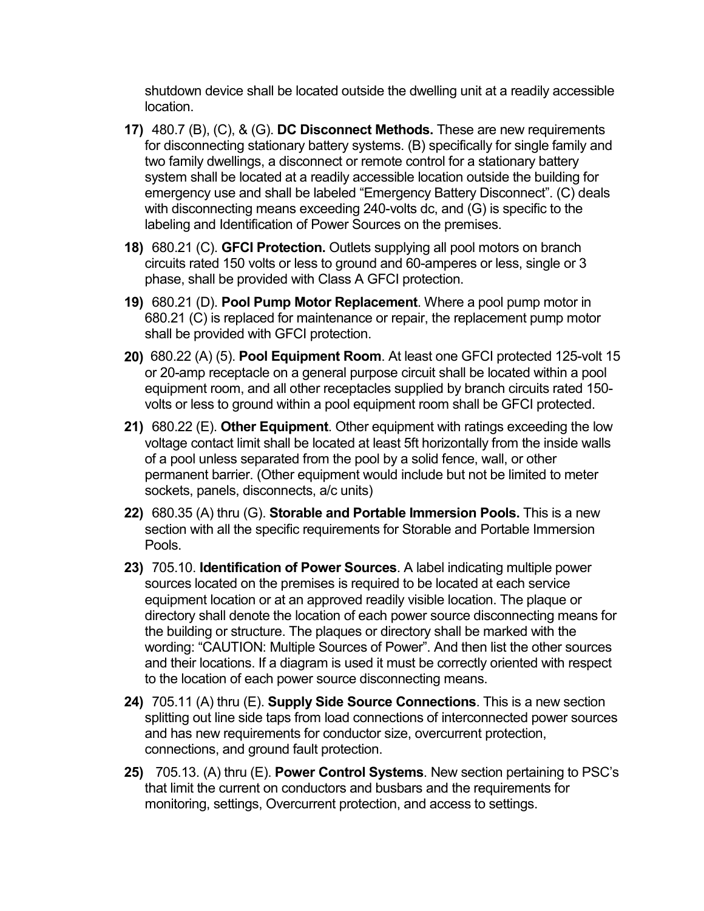shutdown device shall be located outside the dwelling unit at a readily accessible location.

17) 480.7 (B), (C), & (G). **DC Disconnect Methods.** These are new requirements for disconnecting stationary battery systems. (B) specifically for single family and two family dwellings, a disconnect or remote control for a stationary battery system shall be located at a readily accessible location outside the building for emergency use and shall be labeled "Emergency Battery Disconnect". (C) deals with disconnecting means exceeding 240-volts dc, and (G) is specific to the labeling and Identification of Power Sources on the premises.

18) 680.21 (C). **GFCI Protection.** Outlets supplying all pool motors on branch circuits rated 150 volts or less to ground and 60-amperes or less, single or 3 phase, shall be provided with Class A GFCI protection.

19) 680.21 (D). **Pool Pump Motor Replacement**. Where a pool pump motor in 680.21 (C) is replaced for maintenance or repair, the replacement pump motor shall be provided with GFCI protection.

20) 680.22 (A) (5). **Pool Equipment Room**. At least one GFCI protected 125-volt 15 or 20-amp receptacle on a general purpose circuit shall be located within a pool equipment room, and all other receptacles supplied by branch circuits rated 150-volts or less to ground within a pool equipment room shall be GFCI protected.

21) 680.22 (E). **Other Equipment**. Other equipment with ratings exceeding the low voltage contact limit shall be located at least 5ft horizontally from the inside walls of a pool unless separated from the pool by a solid fence, wall, or other permanent barrier. (Other equipment would include but not be limited to meter sockets, panels, disconnects, a/c units)

22) 680.35 (A) thru (G). **Storable and Portable Immersion Pools.** This is a new section with all the specific requirements for Storable and Portable Immersion Pools.

23) 705.10. **Identification of Power Sources**. A label indicating multiple power sources located on the premises is required to be located at each service equipment location or at an approved readily visible location. The plaque or directory shall denote the location of each power source disconnecting means for the building or structure. The plaques or directory shall be marked with the wording: "CAUTION: Multiple Sources of Power". And then list the other sources and their locations. If a diagram is used it must be correctly oriented with respect to the location of each power source disconnecting means.

24) 705.11 (A) thru (E). **Supply Side Source Connections**. This is a new section splitting out line side taps from load connections of interconnected power sources and has new requirements for conductor size, overcurrent protection, connections, and ground fault protection.

25) 705.13. (A) thru (E). **Power Control Systems**. New section pertaining to PSC's that limit the current on conductors and busbars and the requirements for monitoring, settings, Overcurrent protection, and access to settings.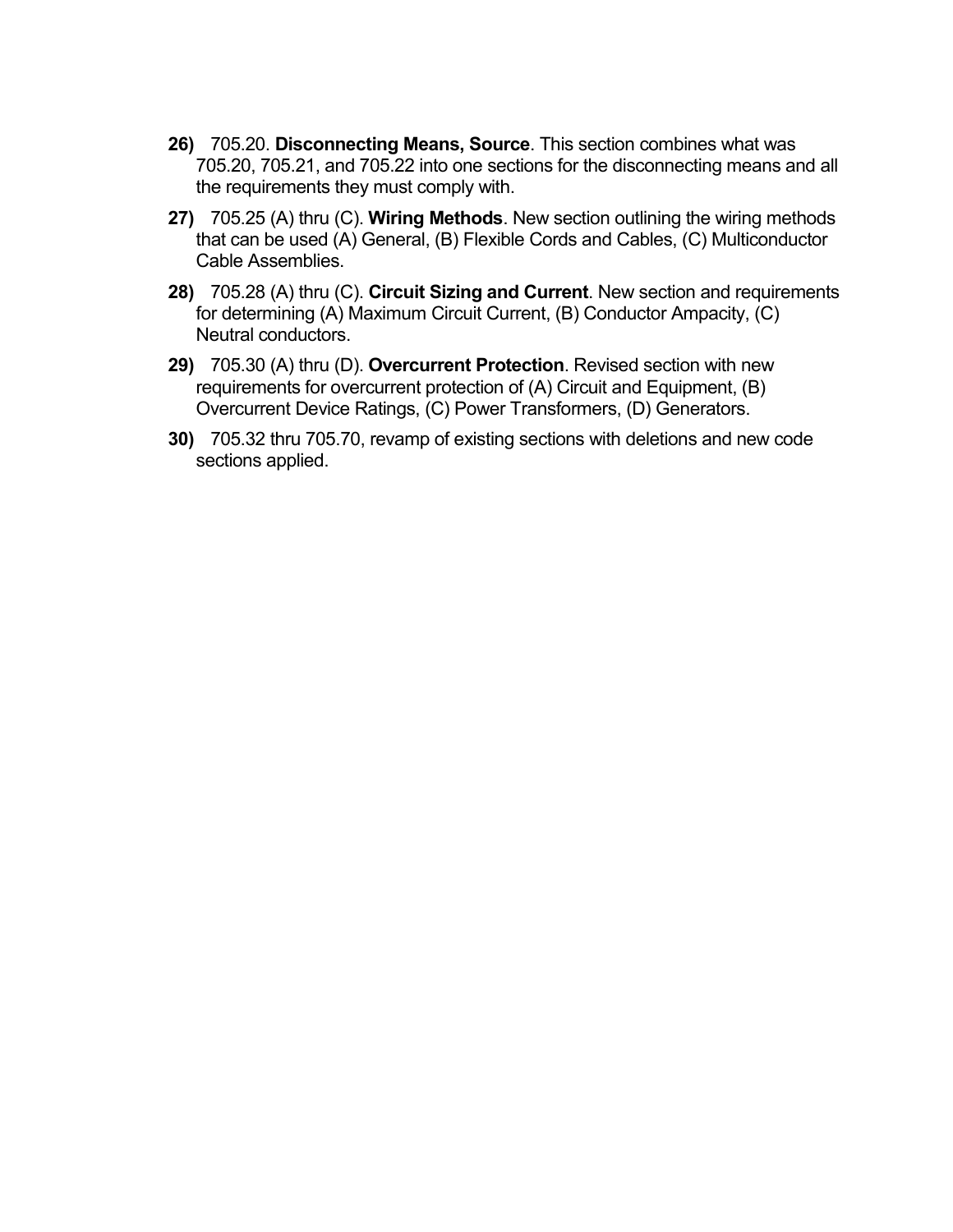**26)** 705.20. **Disconnecting Means, Source**. This section combines what was 705.20, 705.21, and 705.22 into one sections for the disconnecting means and all the requirements they must comply with.

**27)** 705.25 (A) thru (C). **Wiring Methods**. New section outlining the wiring methods that can be used (A) General, (B) Flexible Cords and Cables, (C) Multiconductor Cable Assemblies.

**28)** 705.28 (A) thru (C). **Circuit Sizing and Current**. New section and requirements for determining (A) Maximum Circuit Current, (B) Conductor Ampacity, (C) Neutral conductors.

**29)** 705.30 (A) thru (D). **Overcurrent Protection**. Revised section with new requirements for overcurrent protection of (A) Circuit and Equipment, (B) Overcurrent Device Ratings, (C) Power Transformers, (D) Generators.

**30)** 705.32 thru 705.70, revamp of existing sections with deletions and new code sections applied.